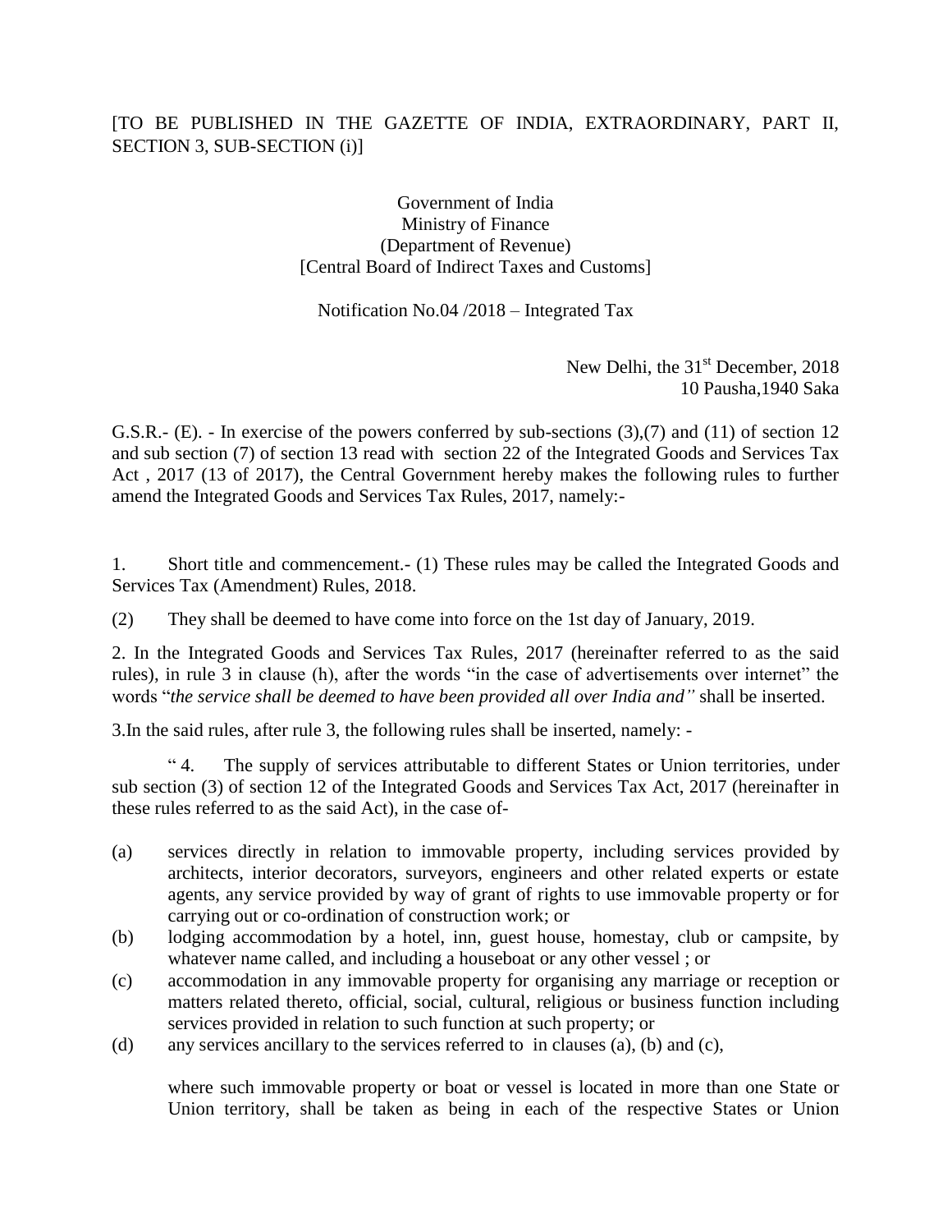[TO BE PUBLISHED IN THE GAZETTE OF INDIA, EXTRAORDINARY, PART II, SECTION 3, SUB-SECTION (i)]

Government of India
Ministry of Finance
(Department of Revenue)
[Central Board of Indirect Taxes and Customs]

Notification No.04 /2018 – Integrated Tax

New Delhi, the 31st December, 2018
10 Pausha,1940 Saka

G.S.R.- (E). - In exercise of the powers conferred by sub-sections (3),(7) and (11) of section 12 and sub section (7) of section 13 read with section 22 of the Integrated Goods and Services Tax Act , 2017 (13 of 2017), the Central Government hereby makes the following rules to further amend the Integrated Goods and Services Tax Rules, 2017, namely:-

1. Short title and commencement.- (1) These rules may be called the Integrated Goods and Services Tax (Amendment) Rules, 2018.

(2) They shall be deemed to have come into force on the 1st day of January, 2019.

2. In the Integrated Goods and Services Tax Rules, 2017 (hereinafter referred to as the said rules), in rule 3 in clause (h), after the words "in the case of advertisements over internet" the words "*the service shall be deemed to have been provided all over India and"* shall be inserted.

3.In the said rules, after rule 3, the following rules shall be inserted, namely: -

" 4. The supply of services attributable to different States or Union territories, under sub section (3) of section 12 of the Integrated Goods and Services Tax Act, 2017 (hereinafter in these rules referred to as the said Act), in the case of-

(a) services directly in relation to immovable property, including services provided by architects, interior decorators, surveyors, engineers and other related experts or estate agents, any service provided by way of grant of rights to use immovable property or for carrying out or co-ordination of construction work; or

(b) lodging accommodation by a hotel, inn, guest house, homestay, club or campsite, by whatever name called, and including a houseboat or any other vessel ; or

(c) accommodation in any immovable property for organising any marriage or reception or matters related thereto, official, social, cultural, religious or business function including services provided in relation to such function at such property; or

(d) any services ancillary to the services referred to in clauses (a), (b) and (c),

where such immovable property or boat or vessel is located in more than one State or Union territory, shall be taken as being in each of the respective States or Union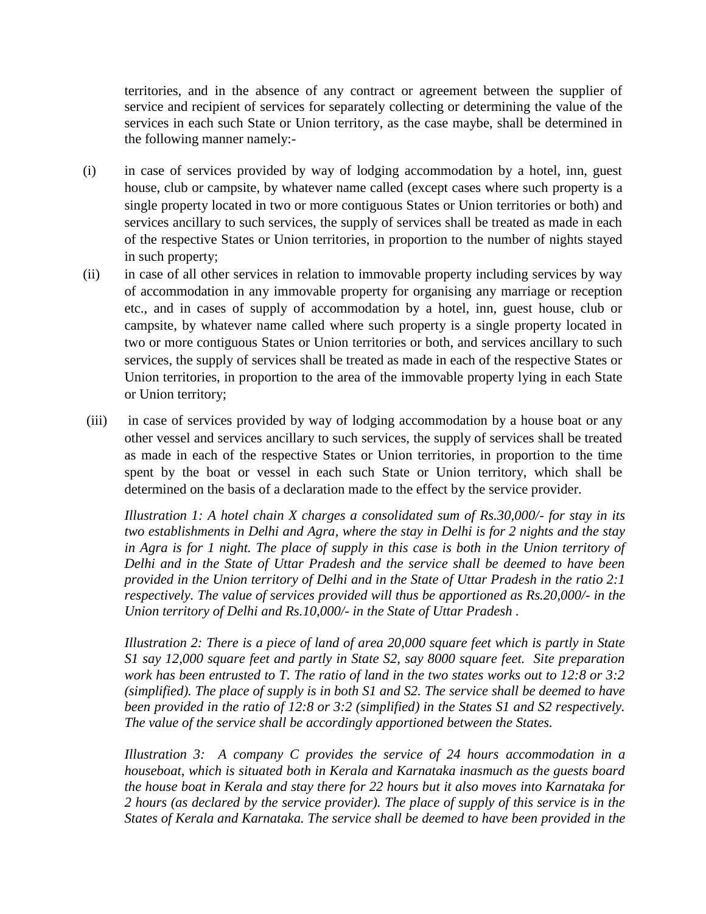territories, and in the absence of any contract or agreement between the supplier of service and recipient of services for separately collecting or determining the value of the services in each such State or Union territory, as the case maybe, shall be determined in the following manner namely:-

(i) in case of services provided by way of lodging accommodation by a hotel, inn, guest house, club or campsite, by whatever name called (except cases where such property is a single property located in two or more contiguous States or Union territories or both) and services ancillary to such services, the supply of services shall be treated as made in each of the respective States or Union territories, in proportion to the number of nights stayed in such property;

(ii) in case of all other services in relation to immovable property including services by way of accommodation in any immovable property for organising any marriage or reception etc., and in cases of supply of accommodation by a hotel, inn, guest house, club or campsite, by whatever name called where such property is a single property located in two or more contiguous States or Union territories or both, and services ancillary to such services, the supply of services shall be treated as made in each of the respective States or Union territories, in proportion to the area of the immovable property lying in each State or Union territory;

(iii) in case of services provided by way of lodging accommodation by a house boat or any other vessel and services ancillary to such services, the supply of services shall be treated as made in each of the respective States or Union territories, in proportion to the time spent by the boat or vessel in each such State or Union territory, which shall be determined on the basis of a declaration made to the effect by the service provider.

*Illustration 1: A hotel chain X charges a consolidated sum of Rs.30,000/- for stay in its two establishments in Delhi and Agra, where the stay in Delhi is for 2 nights and the stay in Agra is for 1 night. The place of supply in this case is both in the Union territory of Delhi and in the State of Uttar Pradesh and the service shall be deemed to have been provided in the Union territory of Delhi and in the State of Uttar Pradesh in the ratio 2:1 respectively. The value of services provided will thus be apportioned as Rs.20,000/- in the Union territory of Delhi and Rs.10,000/- in the State of Uttar Pradesh .*

*Illustration 2: There is a piece of land of area 20,000 square feet which is partly in State S1 say 12,000 square feet and partly in State S2, say 8000 square feet. Site preparation work has been entrusted to T. The ratio of land in the two states works out to 12:8 or 3:2 (simplified). The place of supply is in both S1 and S2. The service shall be deemed to have been provided in the ratio of 12:8 or 3:2 (simplified) in the States S1 and S2 respectively. The value of the service shall be accordingly apportioned between the States.*

*Illustration 3: A company C provides the service of 24 hours accommodation in a houseboat, which is situated both in Kerala and Karnataka inasmuch as the guests board the house boat in Kerala and stay there for 22 hours but it also moves into Karnataka for 2 hours (as declared by the service provider). The place of supply of this service is in the States of Kerala and Karnataka. The service shall be deemed to have been provided in the*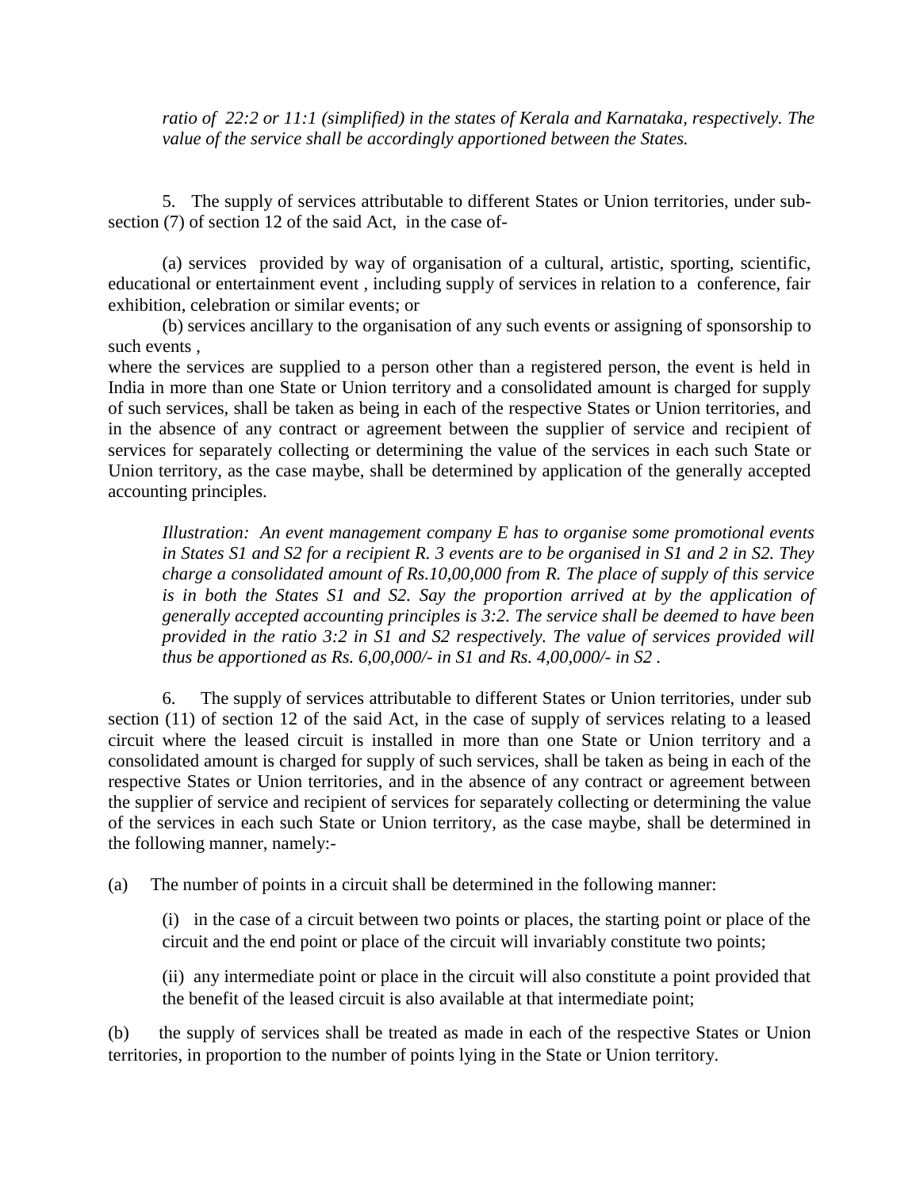*ratio of 22:2 or 11:1 (simplified) in the states of Kerala and Karnataka, respectively. The value of the service shall be accordingly apportioned between the States.*

5. The supply of services attributable to different States or Union territories, under sub-section (7) of section 12 of the said Act, in the case of-

(a) services provided by way of organisation of a cultural, artistic, sporting, scientific, educational or entertainment event , including supply of services in relation to a conference, fair exhibition, celebration or similar events; or

(b) services ancillary to the organisation of any such events or assigning of sponsorship to such events ,

where the services are supplied to a person other than a registered person, the event is held in India in more than one State or Union territory and a consolidated amount is charged for supply of such services, shall be taken as being in each of the respective States or Union territories, and in the absence of any contract or agreement between the supplier of service and recipient of services for separately collecting or determining the value of the services in each such State or Union territory, as the case maybe, shall be determined by application of the generally accepted accounting principles.

*Illustration: An event management company E has to organise some promotional events in States S1 and S2 for a recipient R. 3 events are to be organised in S1 and 2 in S2. They charge a consolidated amount of Rs.10,00,000 from R. The place of supply of this service is in both the States S1 and S2. Say the proportion arrived at by the application of generally accepted accounting principles is 3:2. The service shall be deemed to have been provided in the ratio 3:2 in S1 and S2 respectively. The value of services provided will thus be apportioned as Rs. 6,00,000/- in S1 and Rs. 4,00,000/- in S2 .*

6. The supply of services attributable to different States or Union territories, under sub section (11) of section 12 of the said Act, in the case of supply of services relating to a leased circuit where the leased circuit is installed in more than one State or Union territory and a consolidated amount is charged for supply of such services, shall be taken as being in each of the respective States or Union territories, and in the absence of any contract or agreement between the supplier of service and recipient of services for separately collecting or determining the value of the services in each such State or Union territory, as the case maybe, shall be determined in the following manner, namely:-

(a) The number of points in a circuit shall be determined in the following manner:

(i) in the case of a circuit between two points or places, the starting point or place of the circuit and the end point or place of the circuit will invariably constitute two points;

(ii) any intermediate point or place in the circuit will also constitute a point provided that the benefit of the leased circuit is also available at that intermediate point;

(b) the supply of services shall be treated as made in each of the respective States or Union territories, in proportion to the number of points lying in the State or Union territory.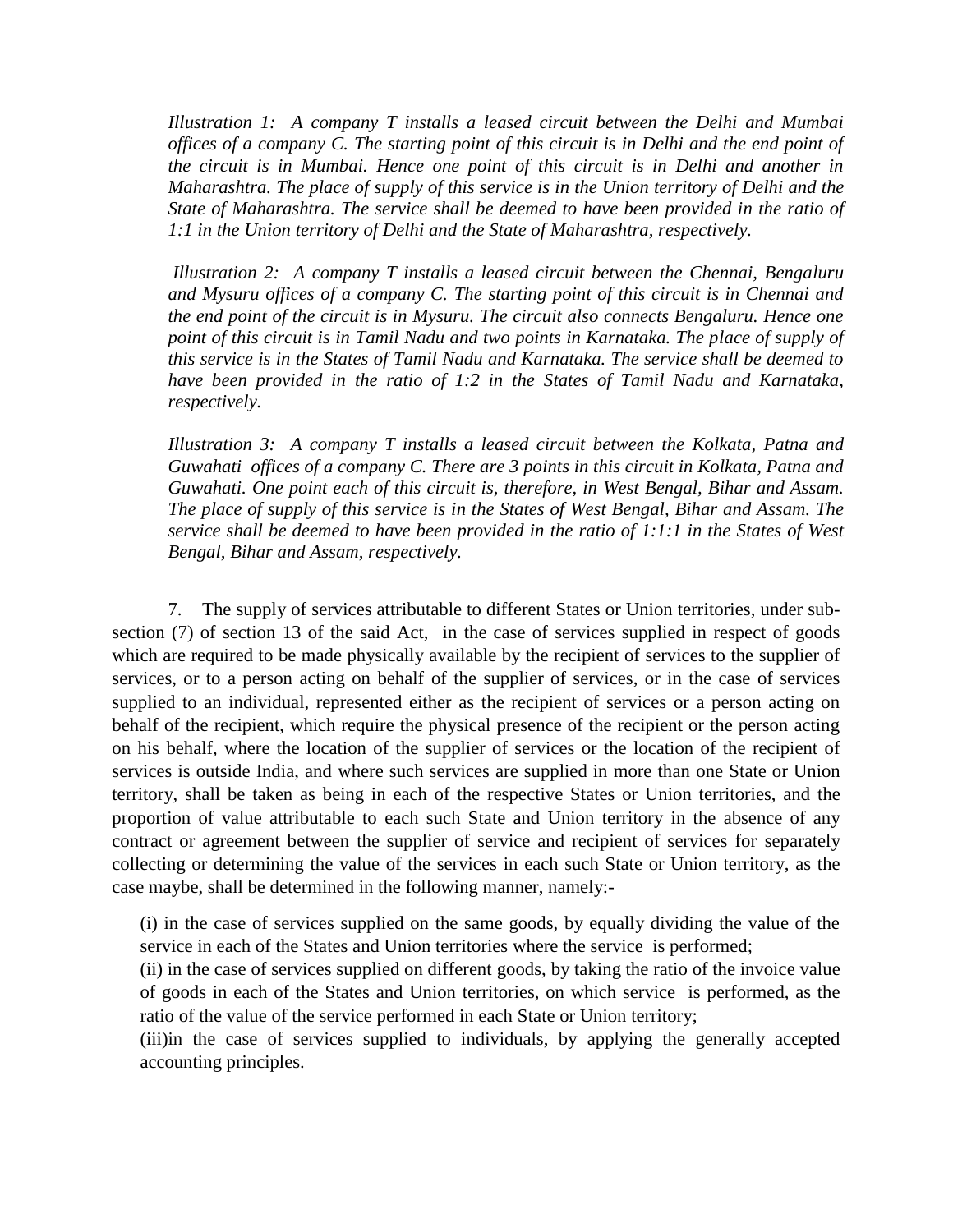*Illustration 1: A company T installs a leased circuit between the Delhi and Mumbai offices of a company C. The starting point of this circuit is in Delhi and the end point of the circuit is in Mumbai. Hence one point of this circuit is in Delhi and another in Maharashtra. The place of supply of this service is in the Union territory of Delhi and the State of Maharashtra. The service shall be deemed to have been provided in the ratio of 1:1 in the Union territory of Delhi and the State of Maharashtra, respectively.*

*Illustration 2: A company T installs a leased circuit between the Chennai, Bengaluru and Mysuru offices of a company C. The starting point of this circuit is in Chennai and the end point of the circuit is in Mysuru. The circuit also connects Bengaluru. Hence one point of this circuit is in Tamil Nadu and two points in Karnataka. The place of supply of this service is in the States of Tamil Nadu and Karnataka. The service shall be deemed to have been provided in the ratio of 1:2 in the States of Tamil Nadu and Karnataka, respectively.*

*Illustration 3: A company T installs a leased circuit between the Kolkata, Patna and Guwahati offices of a company C. There are 3 points in this circuit in Kolkata, Patna and Guwahati. One point each of this circuit is, therefore, in West Bengal, Bihar and Assam. The place of supply of this service is in the States of West Bengal, Bihar and Assam. The service shall be deemed to have been provided in the ratio of 1:1:1 in the States of West Bengal, Bihar and Assam, respectively.*

7. The supply of services attributable to different States or Union territories, under sub-section (7) of section 13 of the said Act, in the case of services supplied in respect of goods which are required to be made physically available by the recipient of services to the supplier of services, or to a person acting on behalf of the supplier of services, or in the case of services supplied to an individual, represented either as the recipient of services or a person acting on behalf of the recipient, which require the physical presence of the recipient or the person acting on his behalf, where the location of the supplier of services or the location of the recipient of services is outside India, and where such services are supplied in more than one State or Union territory, shall be taken as being in each of the respective States or Union territories, and the proportion of value attributable to each such State and Union territory in the absence of any contract or agreement between the supplier of service and recipient of services for separately collecting or determining the value of the services in each such State or Union territory, as the case maybe, shall be determined in the following manner, namely:-

(i) in the case of services supplied on the same goods, by equally dividing the value of the service in each of the States and Union territories where the service is performed;

(ii) in the case of services supplied on different goods, by taking the ratio of the invoice value of goods in each of the States and Union territories, on which service is performed, as the ratio of the value of the service performed in each State or Union territory;

(iii)in the case of services supplied to individuals, by applying the generally accepted accounting principles.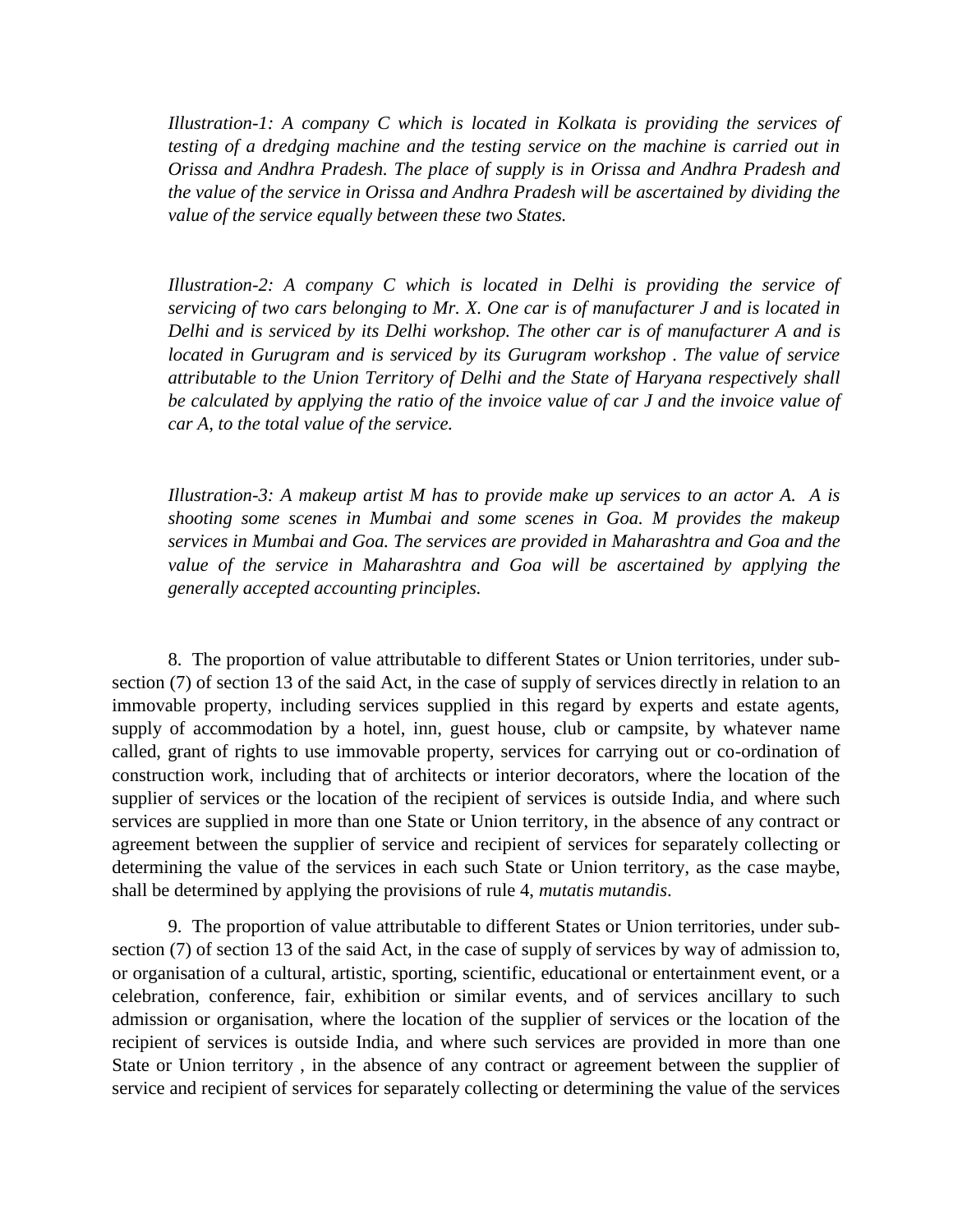*Illustration-1: A company C which is located in Kolkata is providing the services of testing of a dredging machine and the testing service on the machine is carried out in Orissa and Andhra Pradesh. The place of supply is in Orissa and Andhra Pradesh and the value of the service in Orissa and Andhra Pradesh will be ascertained by dividing the value of the service equally between these two States.*

*Illustration-2: A company C which is located in Delhi is providing the service of servicing of two cars belonging to Mr. X. One car is of manufacturer J and is located in Delhi and is serviced by its Delhi workshop. The other car is of manufacturer A and is located in Gurugram and is serviced by its Gurugram workshop . The value of service attributable to the Union Territory of Delhi and the State of Haryana respectively shall be calculated by applying the ratio of the invoice value of car J and the invoice value of car A, to the total value of the service.*

*Illustration-3: A makeup artist M has to provide make up services to an actor A. A is shooting some scenes in Mumbai and some scenes in Goa. M provides the makeup services in Mumbai and Goa. The services are provided in Maharashtra and Goa and the value of the service in Maharashtra and Goa will be ascertained by applying the generally accepted accounting principles.*

8. The proportion of value attributable to different States or Union territories, under sub-section (7) of section 13 of the said Act, in the case of supply of services directly in relation to an immovable property, including services supplied in this regard by experts and estate agents, supply of accommodation by a hotel, inn, guest house, club or campsite, by whatever name called, grant of rights to use immovable property, services for carrying out or co-ordination of construction work, including that of architects or interior decorators, where the location of the supplier of services or the location of the recipient of services is outside India, and where such services are supplied in more than one State or Union territory, in the absence of any contract or agreement between the supplier of service and recipient of services for separately collecting or determining the value of the services in each such State or Union territory, as the case maybe, shall be determined by applying the provisions of rule 4, *mutatis mutandis*.

9. The proportion of value attributable to different States or Union territories, under sub-section (7) of section 13 of the said Act, in the case of supply of services by way of admission to, or organisation of a cultural, artistic, sporting, scientific, educational or entertainment event, or a celebration, conference, fair, exhibition or similar events, and of services ancillary to such admission or organisation, where the location of the supplier of services or the location of the recipient of services is outside India, and where such services are provided in more than one State or Union territory , in the absence of any contract or agreement between the supplier of service and recipient of services for separately collecting or determining the value of the services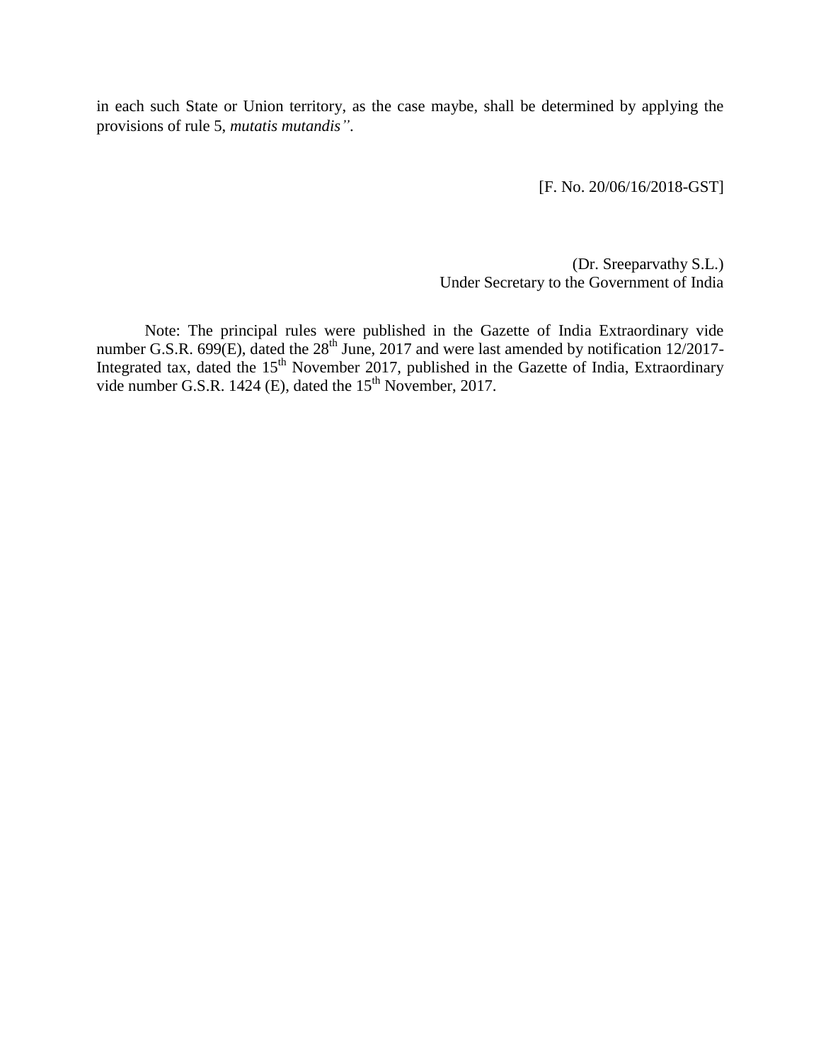in each such State or Union territory, as the case maybe, shall be determined by applying the provisions of rule 5, *mutatis mutandis"*.

[F. No. 20/06/16/2018-GST]

(Dr. Sreeparvathy S.L.)
Under Secretary to the Government of India

Note: The principal rules were published in the Gazette of India Extraordinary vide number G.S.R. 699(E), dated the 28th June, 2017 and were last amended by notification 12/2017-Integrated tax, dated the 15th November 2017, published in the Gazette of India, Extraordinary vide number G.S.R. 1424 (E), dated the 15th November, 2017.